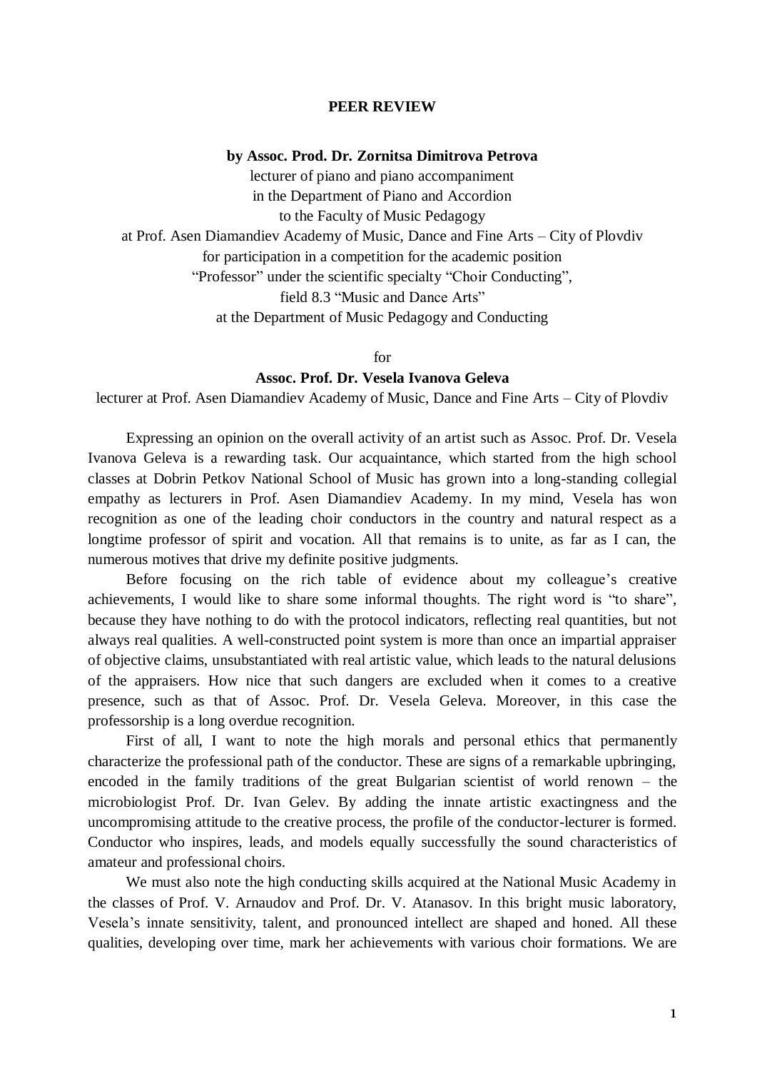**PEER REVIEW**

**by Assoc. Prod. Dr. Zornitsa Dimitrova Petrova**
lecturer of piano and piano accompaniment
in the Department of Piano and Accordion
to the Faculty of Music Pedagogy
at Prof. Asen Diamandiev Academy of Music, Dance and Fine Arts – City of Plovdiv
for participation in a competition for the academic position
"Professor" under the scientific specialty "Choir Conducting",
field 8.3 "Music and Dance Arts"
at the Department of Music Pedagogy and Conducting

for

**Assoc. Prof. Dr. Vesela Ivanova Geleva**
lecturer at Prof. Asen Diamandiev Academy of Music, Dance and Fine Arts – City of Plovdiv

Expressing an opinion on the overall activity of an artist such as Assoc. Prof. Dr. Vesela Ivanova Geleva is a rewarding task. Our acquaintance, which started from the high school classes at Dobrin Petkov National School of Music has grown into a long-standing collegial empathy as lecturers in Prof. Asen Diamandiev Academy. In my mind, Vesela has won recognition as one of the leading choir conductors in the country and natural respect as a longtime professor of spirit and vocation. All that remains is to unite, as far as I can, the numerous motives that drive my definite positive judgments.

Before focusing on the rich table of evidence about my colleague's creative achievements, I would like to share some informal thoughts. The right word is "to share", because they have nothing to do with the protocol indicators, reflecting real quantities, but not always real qualities. A well-constructed point system is more than once an impartial appraiser of objective claims, unsubstantiated with real artistic value, which leads to the natural delusions of the appraisers. How nice that such dangers are excluded when it comes to a creative presence, such as that of Assoc. Prof. Dr. Vesela Geleva. Moreover, in this case the professorship is a long overdue recognition.

First of all, I want to note the high morals and personal ethics that permanently characterize the professional path of the conductor. These are signs of a remarkable upbringing, encoded in the family traditions of the great Bulgarian scientist of world renown – the microbiologist Prof. Dr. Ivan Gelev. By adding the innate artistic exactingness and the uncompromising attitude to the creative process, the profile of the conductor-lecturer is formed. Conductor who inspires, leads, and models equally successfully the sound characteristics of amateur and professional choirs.

We must also note the high conducting skills acquired at the National Music Academy in the classes of Prof. V. Arnaudov and Prof. Dr. V. Atanasov. In this bright music laboratory, Vesela's innate sensitivity, talent, and pronounced intellect are shaped and honed. All these qualities, developing over time, mark her achievements with various choir formations. We are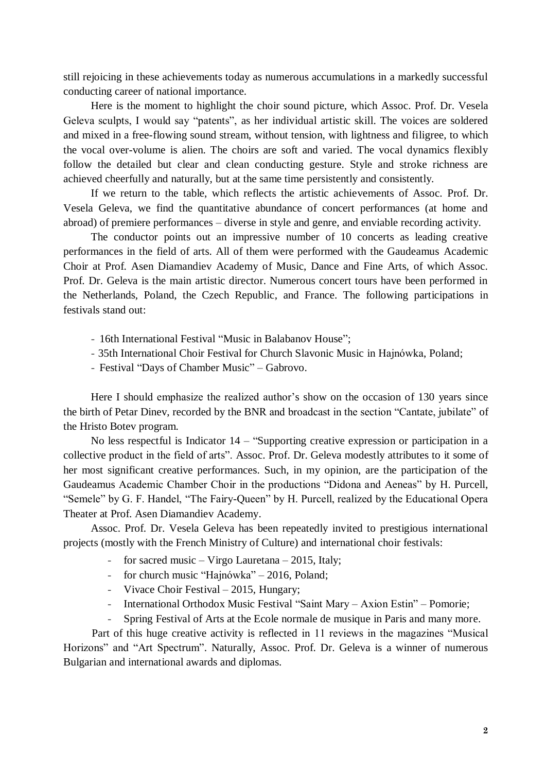still rejoicing in these achievements today as numerous accumulations in a markedly successful conducting career of national importance.

Here is the moment to highlight the choir sound picture, which Assoc. Prof. Dr. Vesela Geleva sculpts, I would say "patents", as her individual artistic skill. The voices are soldered and mixed in a free-flowing sound stream, without tension, with lightness and filigree, to which the vocal over-volume is alien. The choirs are soft and varied. The vocal dynamics flexibly follow the detailed but clear and clean conducting gesture. Style and stroke richness are achieved cheerfully and naturally, but at the same time persistently and consistently.

If we return to the table, which reflects the artistic achievements of Assoc. Prof. Dr. Vesela Geleva, we find the quantitative abundance of concert performances (at home and abroad) of premiere performances – diverse in style and genre, and enviable recording activity.

The conductor points out an impressive number of 10 concerts as leading creative performances in the field of arts. All of them were performed with the Gaudeamus Academic Choir at Prof. Asen Diamandiev Academy of Music, Dance and Fine Arts, of which Assoc. Prof. Dr. Geleva is the main artistic director. Numerous concert tours have been performed in the Netherlands, Poland, the Czech Republic, and France. The following participations in festivals stand out:

- 16th International Festival "Music in Balabanov House";
- 35th International Choir Festival for Church Slavonic Music in Hajnówka, Poland;
- Festival "Days of Chamber Music" – Gabrovo.

Here I should emphasize the realized author's show on the occasion of 130 years since the birth of Petar Dinev, recorded by the BNR and broadcast in the section "Cantate, jubilate" of the Hristo Botev program.

No less respectful is Indicator 14 – "Supporting creative expression or participation in a collective product in the field of arts". Assoc. Prof. Dr. Geleva modestly attributes to it some of her most significant creative performances. Such, in my opinion, are the participation of the Gaudeamus Academic Chamber Choir in the productions "Didona and Aeneas" by H. Purcell, "Semele" by G. F. Handel, "The Fairy-Queen" by H. Purcell, realized by the Educational Opera Theater at Prof. Asen Diamandiev Academy.

Assoc. Prof. Dr. Vesela Geleva has been repeatedly invited to prestigious international projects (mostly with the French Ministry of Culture) and international choir festivals:

- for sacred music – Virgo Lauretana – 2015, Italy;
- for church music "Hajnówka" – 2016, Poland;
- Vivace Choir Festival – 2015, Hungary;
- International Orthodox Music Festival "Saint Mary – Axion Estin" – Pomorie;
- Spring Festival of Arts at the Ecole normale de musique in Paris and many more.

Part of this huge creative activity is reflected in 11 reviews in the magazines "Musical Horizons" and "Art Spectrum". Naturally, Assoc. Prof. Dr. Geleva is a winner of numerous Bulgarian and international awards and diplomas.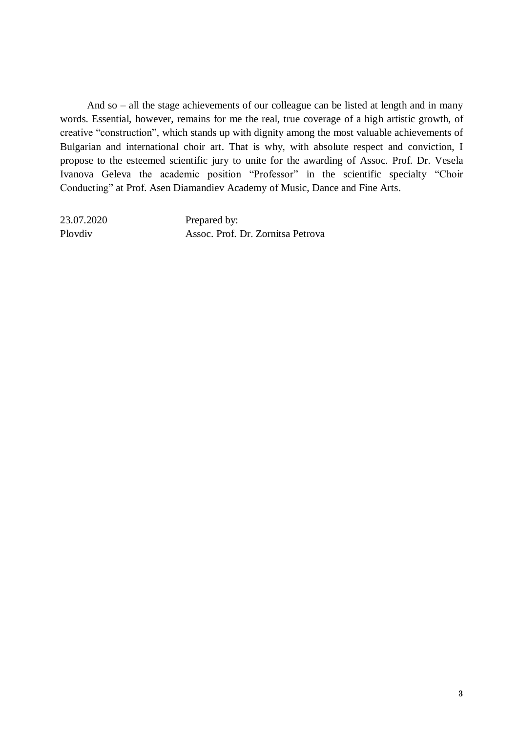And so – all the stage achievements of our colleague can be listed at length and in many words. Essential, however, remains for me the real, true coverage of a high artistic growth, of creative “construction”, which stands up with dignity among the most valuable achievements of Bulgarian and international choir art. That is why, with absolute respect and conviction, I propose to the esteemed scientific jury to unite for the awarding of Assoc. Prof. Dr. Vesela Ivanova Geleva the academic position “Professor” in the scientific specialty “Choir Conducting” at Prof. Asen Diamandiev Academy of Music, Dance and Fine Arts.

23.07.2020 Prepared by:
Plovdiv Assoc. Prof. Dr. Zornitsa Petrova